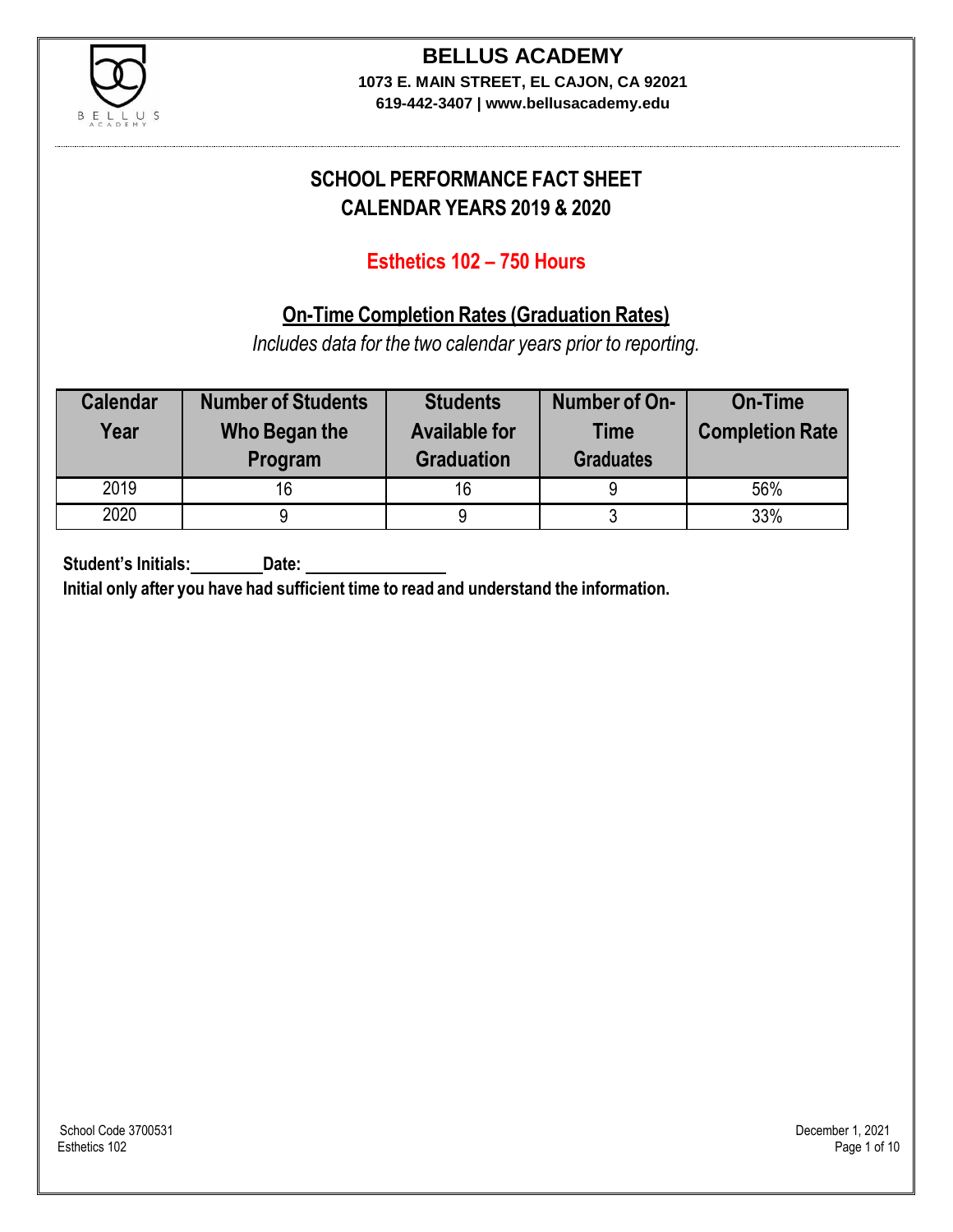# BELLUS ACADEMY

**1073 E. MAIN STREET, EL CAJON, CA 92021**
**619-442-3407 | www.bellusacademy.edu**

## SCHOOL PERFORMANCE FACT SHEET
## CALENDAR YEARS 2019 & 2020

### Esthetics 102 – 750 Hours

### On-Time Completion Rates (Graduation Rates)

*Includes data for the two calendar years prior to reporting.*

| Calendar Year | Number of Students Who Began the Program | Students Available for Graduation | Number of On-Time Graduates | On-Time Completion Rate |
|---|---|---|---|---|
| 2019 | 16 | 16 | 9 | 56% |
| 2020 | 9 | 9 | 3 | 33% |

**Student's Initials:________ Date: ________________**

**Initial only after you have had sufficient time to read and understand the information.**

School Code 3700531
Esthetics 102

December 1, 2021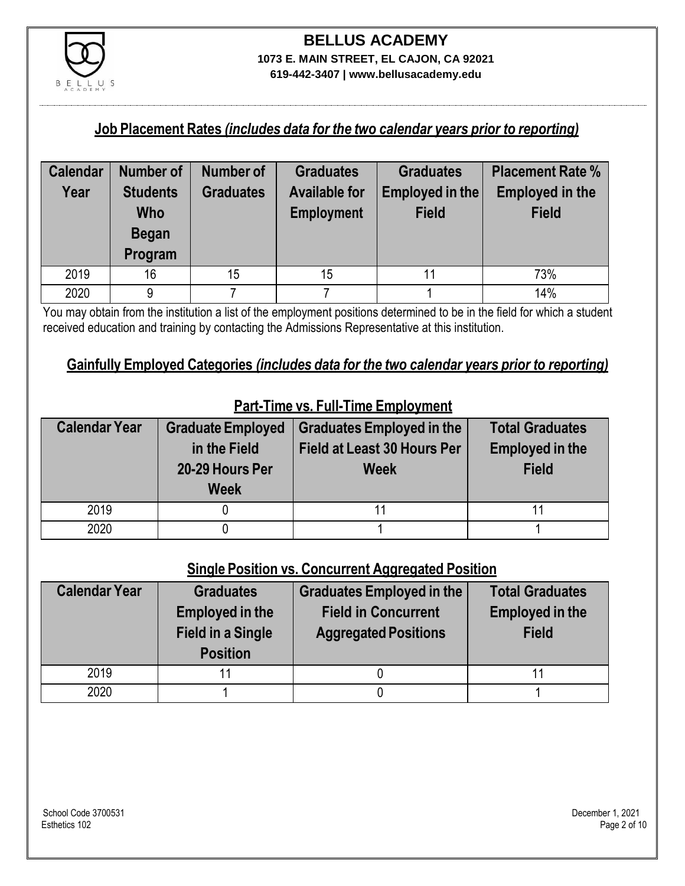**BELLUS ACADEMY**
**1073 E. MAIN STREET, EL CAJON, CA 92021**
**619-442-3407 | www.bellusacademy.edu**

## Job Placement Rates *(includes data for the two calendar years prior to reporting)*

| Calendar Year | Number of Students Who Began Program | Number of Graduates | Graduates Available for Employment | Graduates Employed in the Field | Placement Rate % Employed in the Field |
|---|---|---|---|---|---|
| 2019 | 16 | 15 | 15 | 11 | 73% |
| 2020 | 9 | 7 | 7 | 1 | 14% |

You may obtain from the institution a list of the employment positions determined to be in the field for which a student received education and training by contacting the Admissions Representative at this institution.

## Gainfully Employed Categories *(includes data for the two calendar years prior to reporting)*

### Part-Time vs. Full-Time Employment

| Calendar Year | Graduate Employed in the Field 20-29 Hours Per Week | Graduates Employed in the Field at Least 30 Hours Per Week | Total Graduates Employed in the Field |
|---|---|---|---|
| 2019 | 0 | 11 | 11 |
| 2020 | 0 | 1 | 1 |

### Single Position vs. Concurrent Aggregated Position

| Calendar Year | Graduates Employed in the Field in a Single Position | Graduates Employed in the Field in Concurrent Aggregated Positions | Total Graduates Employed in the Field |
|---|---|---|---|
| 2019 | 11 | 0 | 11 |
| 2020 | 1 | 0 | 1 |

School Code 3700531
Esthetics 102

December 1, 2021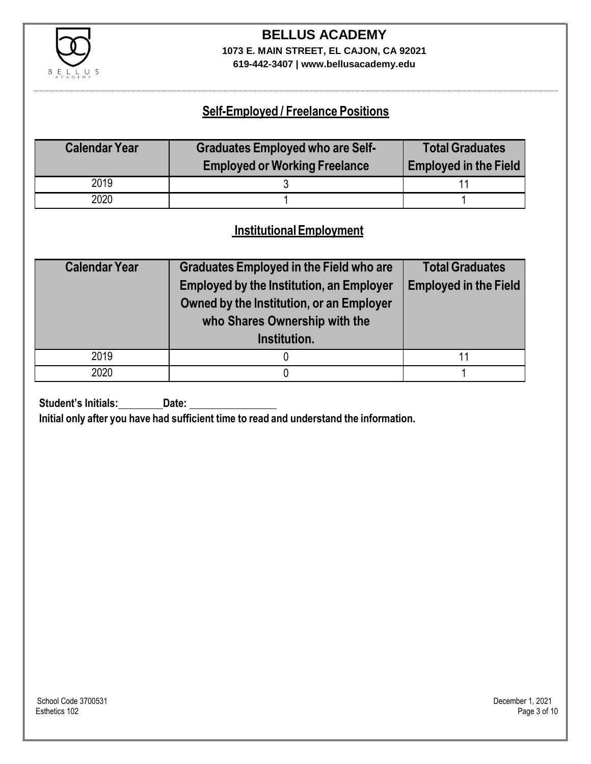**BELLUS ACADEMY**
**1073 E. MAIN STREET, EL CAJON, CA 92021**
**619-442-3407 | www.bellusacademy.edu**

## Self-Employed / Freelance Positions

| Calendar Year | Graduates Employed who are Self-Employed or Working Freelance | Total Graduates Employed in the Field |
|---|---|---|
| 2019 | 3 | 11 |
| 2020 | 1 | 1 |

## Institutional Employment

| Calendar Year | Graduates Employed in the Field who are Employed by the Institution, an Employer Owned by the Institution, or an Employer who Shares Ownership with the Institution. | Total Graduates Employed in the Field |
|---|---|---|
| 2019 | 0 | 11 |
| 2020 | 0 | 1 |

**Student's Initials:** ________ **Date:** ________________

**Initial only after you have had sufficient time to read and understand the information.**

School Code 3700531
Esthetics 102

December 1, 2021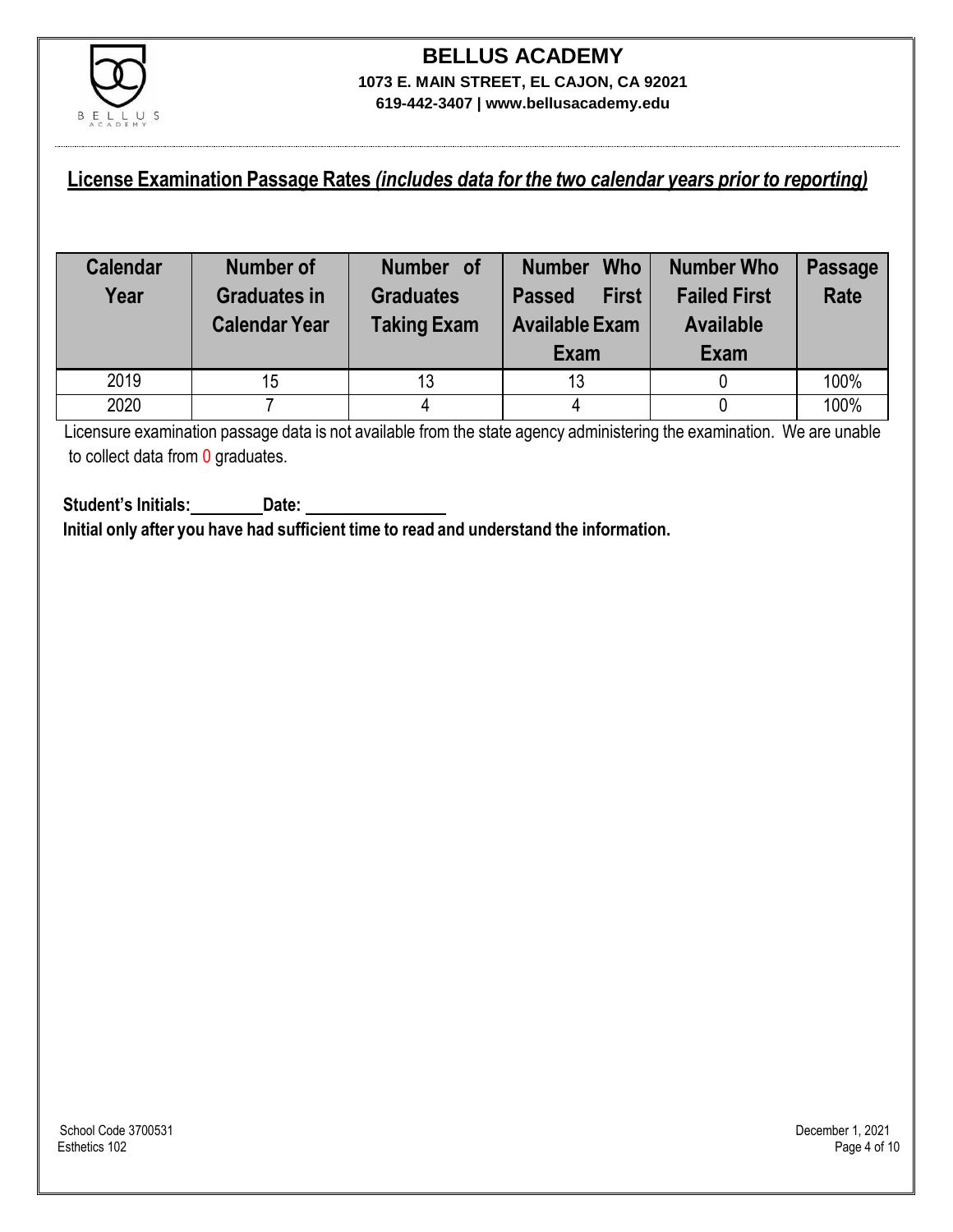# BELLUS ACADEMY

**1073 E. MAIN STREET, EL CAJON, CA 92021**
**619-442-3407 | www.bellusacademy.edu**

## License Examination Passage Rates *(includes data for the two calendar years prior to reporting)*

| Calendar Year | Number of Graduates in Calendar Year | Number of Graduates Taking Exam | Number Who Passed First Available Exam | Number Who Failed First Available Exam | Passage Rate |
|---|---|---|---|---|---|
| 2019 | 15 | 13 | 13 | 0 | 100% |
| 2020 | 7 | 4 | 4 | 0 | 100% |

Licensure examination passage data is not available from the state agency administering the examination. We are unable to collect data from 0 graduates.

**Student's Initials:________ Date: ________________**

**Initial only after you have had sufficient time to read and understand the information.**

School Code 3700531
Esthetics 102

December 1, 2021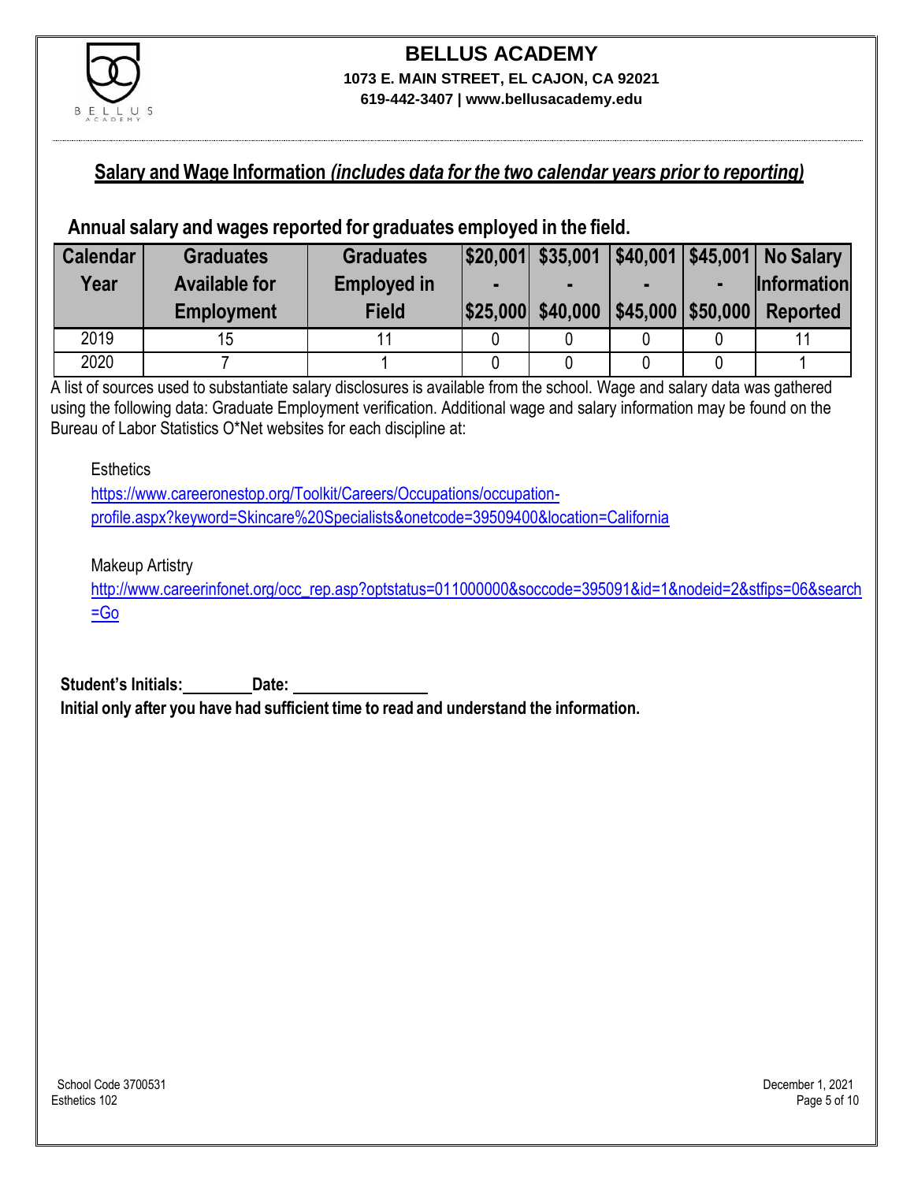# BELLUS ACADEMY

**1073 E. MAIN STREET, EL CAJON, CA 92021**
**619-442-3407 | www.bellusacademy.edu**

## Salary and Wage Information *(includes data for the two calendar years prior to reporting)*

### Annual salary and wages reported for graduates employed in the field.

| Calendar Year | Graduates Available for Employment | Graduates Employed in Field | $20,001 - $25,000 | $35,001 - $40,000 | $40,001 - $45,000 | $45,001 - $50,000 | No Salary Information Reported |
|---|---|---|---|---|---|---|---|
| 2019 | 15 | 11 | 0 | 0 | 0 | 0 | 11 |
| 2020 | 7 | 1 | 0 | 0 | 0 | 0 | 1 |

A list of sources used to substantiate salary disclosures is available from the school. Wage and salary data was gathered using the following data: Graduate Employment verification. Additional wage and salary information may be found on the Bureau of Labor Statistics O*Net websites for each discipline at:

Esthetics
https://www.careeronestop.org/Toolkit/Careers/Occupations/occupation-profile.aspx?keyword=Skincare%20Specialists&onetcode=39509400&location=California

Makeup Artistry
http://www.careerinfonet.org/occ_rep.asp?optstatus=011000000&soccode=395091&id=1&nodeid=2&stfips=06&search=Go

**Student's Initials:________ Date: ________________**
**Initial only after you have had sufficient time to read and understand the information.**

School Code 3700531
Esthetics 102
December 1, 2021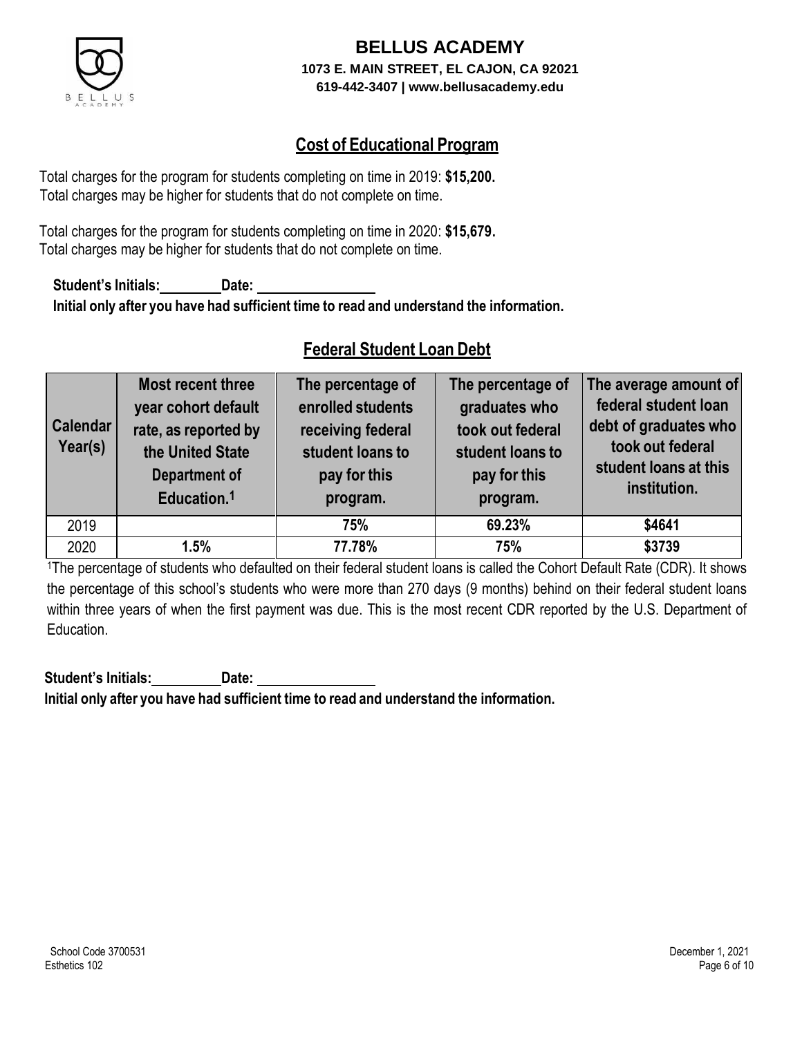**BELLUS ACADEMY**
**1073 E. MAIN STREET, EL CAJON, CA 92021**
**619-442-3407 | www.bellusacademy.edu**

## Cost of Educational Program

Total charges for the program for students completing on time in 2019: **$15,200.**
Total charges may be higher for students that do not complete on time.

Total charges for the program for students completing on time in 2020: **$15,679.**
Total charges may be higher for students that do not complete on time.

**Student's Initials:\_\_\_\_\_\_\_\_ Date: \_\_\_\_\_\_\_\_\_\_\_\_\_\_\_\_**
**Initial only after you have had sufficient time to read and understand the information.**

## Federal Student Loan Debt

| Calendar Year(s) | Most recent three year cohort default rate, as reported by the United State Department of Education.[1] | The percentage of enrolled students receiving federal student loans to pay for this program. | The percentage of graduates who took out federal student loans to pay for this program. | The average amount of federal student loan debt of graduates who took out federal student loans at this institution. |
|---|---|---|---|---|
| 2019 | | **75%** | **69.23%** | **$4641** |
| 2020 | **1.5%** | **77.78%** | **75%** | **$3739** |

[1]The percentage of students who defaulted on their federal student loans is called the Cohort Default Rate (CDR). It shows the percentage of this school's students who were more than 270 days (9 months) behind on their federal student loans within three years of when the first payment was due. This is the most recent CDR reported by the U.S. Department of Education.

**Student's Initials:\_\_\_\_\_\_\_\_ Date: \_\_\_\_\_\_\_\_\_\_\_\_\_\_\_\_**
**Initial only after you have had sufficient time to read and understand the information.**

School Code 3700531
Esthetics 102

December 1, 2021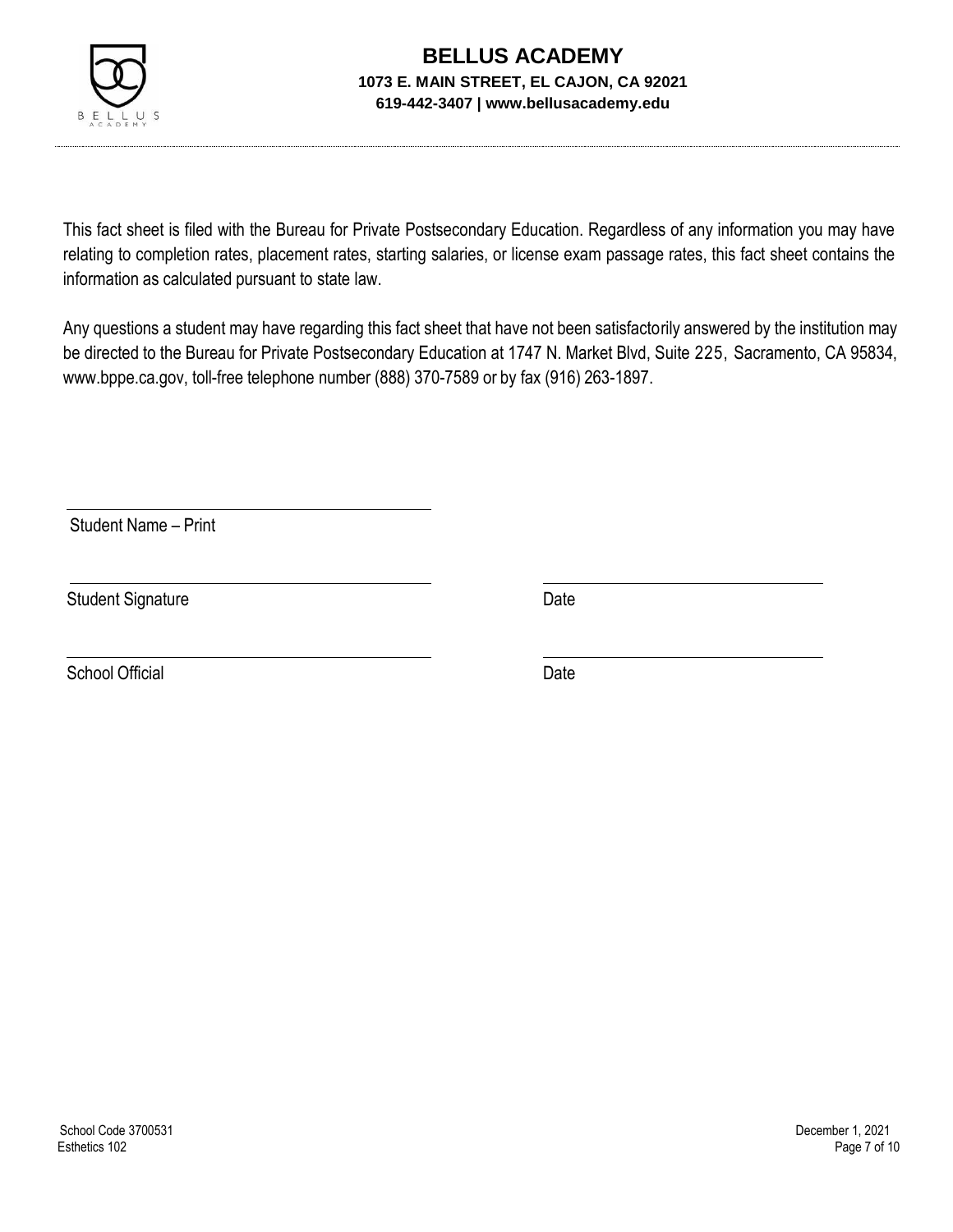This fact sheet is filed with the Bureau for Private Postsecondary Education. Regardless of any information you may have relating to completion rates, placement rates, starting salaries, or license exam passage rates, this fact sheet contains the information as calculated pursuant to state law.

Any questions a student may have regarding this fact sheet that have not been satisfactorily answered by the institution may be directed to the Bureau for Private Postsecondary Education at 1747 N. Market Blvd, Suite 225, Sacramento, CA 95834, www.bppe.ca.gov, toll-free telephone number (888) 370-7589 or by fax (916) 263-1897.

\_\_\_\_\_\_\_\_\_\_\_\_\_\_\_\_\_\_\_\_\_\_\_\_\_\_\_\_\_\_\_\_\_\_\_\_

Student Name – Print

\_\_\_\_\_\_\_\_\_\_\_\_\_\_\_\_\_\_\_\_\_\_\_\_\_\_\_\_\_\_\_\_\_\_\_\_ \_\_\_\_\_\_\_\_\_\_\_\_\_\_\_\_\_\_\_\_\_\_\_\_

Student Signature Date

\_\_\_\_\_\_\_\_\_\_\_\_\_\_\_\_\_\_\_\_\_\_\_\_\_\_\_\_\_\_\_\_\_\_\_\_ \_\_\_\_\_\_\_\_\_\_\_\_\_\_\_\_\_\_\_\_\_\_\_\_

School Official Date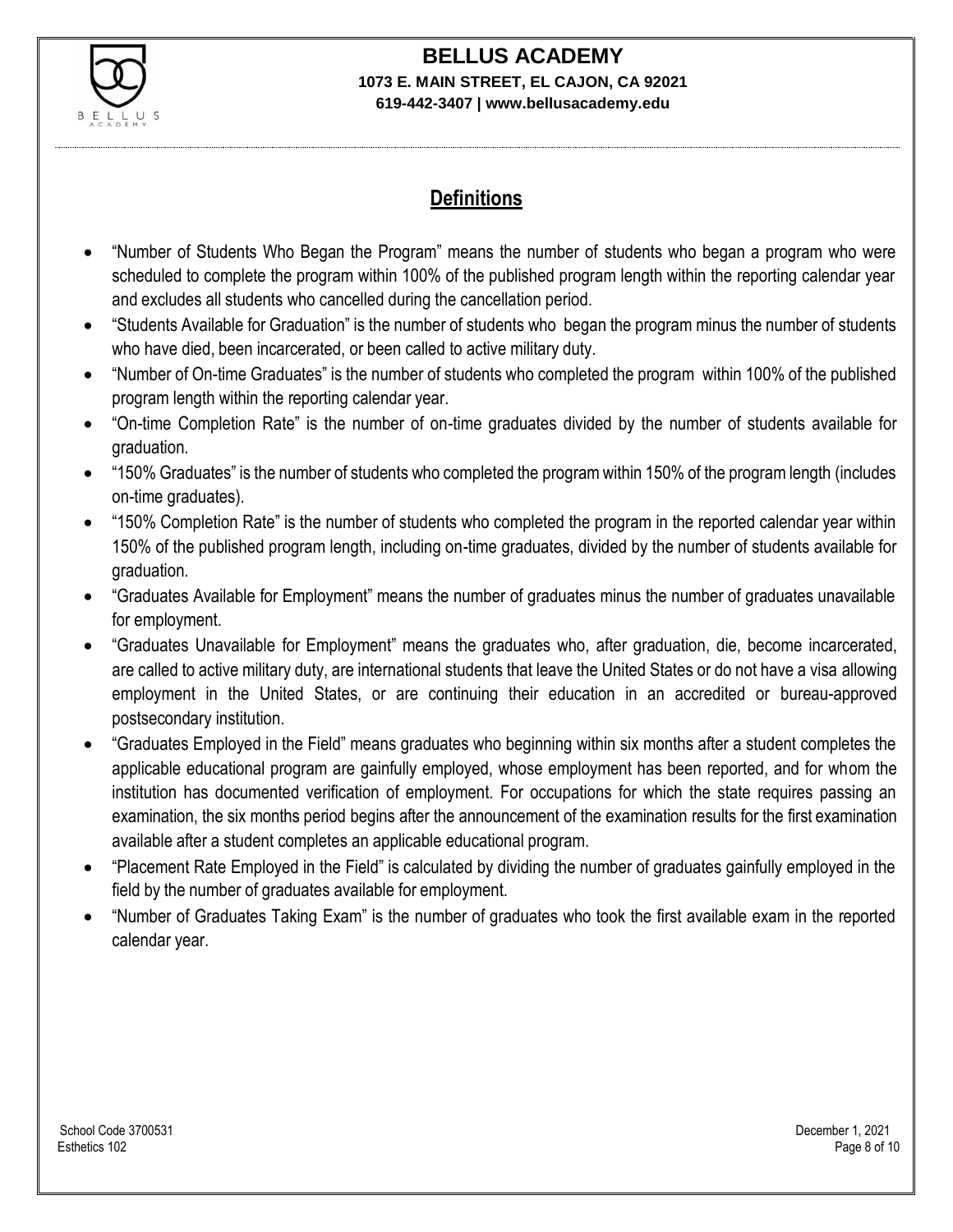## Definitions

- "Number of Students Who Began the Program" means the number of students who began a program who were scheduled to complete the program within 100% of the published program length within the reporting calendar year and excludes all students who cancelled during the cancellation period.
- "Students Available for Graduation" is the number of students who began the program minus the number of students who have died, been incarcerated, or been called to active military duty.
- "Number of On-time Graduates" is the number of students who completed the program within 100% of the published program length within the reporting calendar year.
- "On-time Completion Rate" is the number of on-time graduates divided by the number of students available for graduation.
- "150% Graduates" is the number of students who completed the program within 150% of the program length (includes on-time graduates).
- "150% Completion Rate" is the number of students who completed the program in the reported calendar year within 150% of the published program length, including on-time graduates, divided by the number of students available for graduation.
- "Graduates Available for Employment" means the number of graduates minus the number of graduates unavailable for employment.
- "Graduates Unavailable for Employment" means the graduates who, after graduation, die, become incarcerated, are called to active military duty, are international students that leave the United States or do not have a visa allowing employment in the United States, or are continuing their education in an accredited or bureau-approved postsecondary institution.
- "Graduates Employed in the Field" means graduates who beginning within six months after a student completes the applicable educational program are gainfully employed, whose employment has been reported, and for whom the institution has documented verification of employment. For occupations for which the state requires passing an examination, the six months period begins after the announcement of the examination results for the first examination available after a student completes an applicable educational program.
- "Placement Rate Employed in the Field" is calculated by dividing the number of graduates gainfully employed in the field by the number of graduates available for employment.
- "Number of Graduates Taking Exam" is the number of graduates who took the first available exam in the reported calendar year.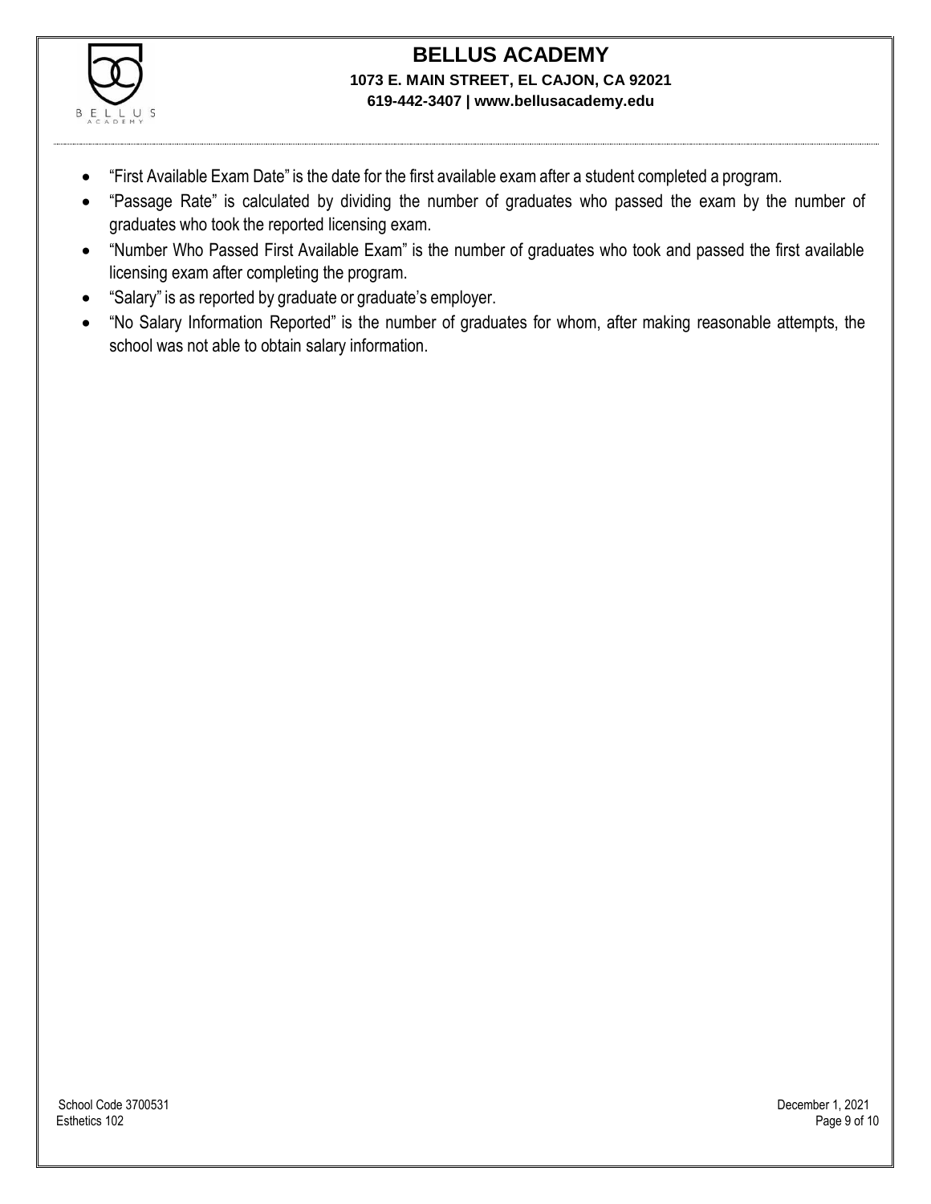- "First Available Exam Date" is the date for the first available exam after a student completed a program.
- "Passage Rate" is calculated by dividing the number of graduates who passed the exam by the number of graduates who took the reported licensing exam.
- "Number Who Passed First Available Exam" is the number of graduates who took and passed the first available licensing exam after completing the program.
- "Salary" is as reported by graduate or graduate's employer.
- "No Salary Information Reported" is the number of graduates for whom, after making reasonable attempts, the school was not able to obtain salary information.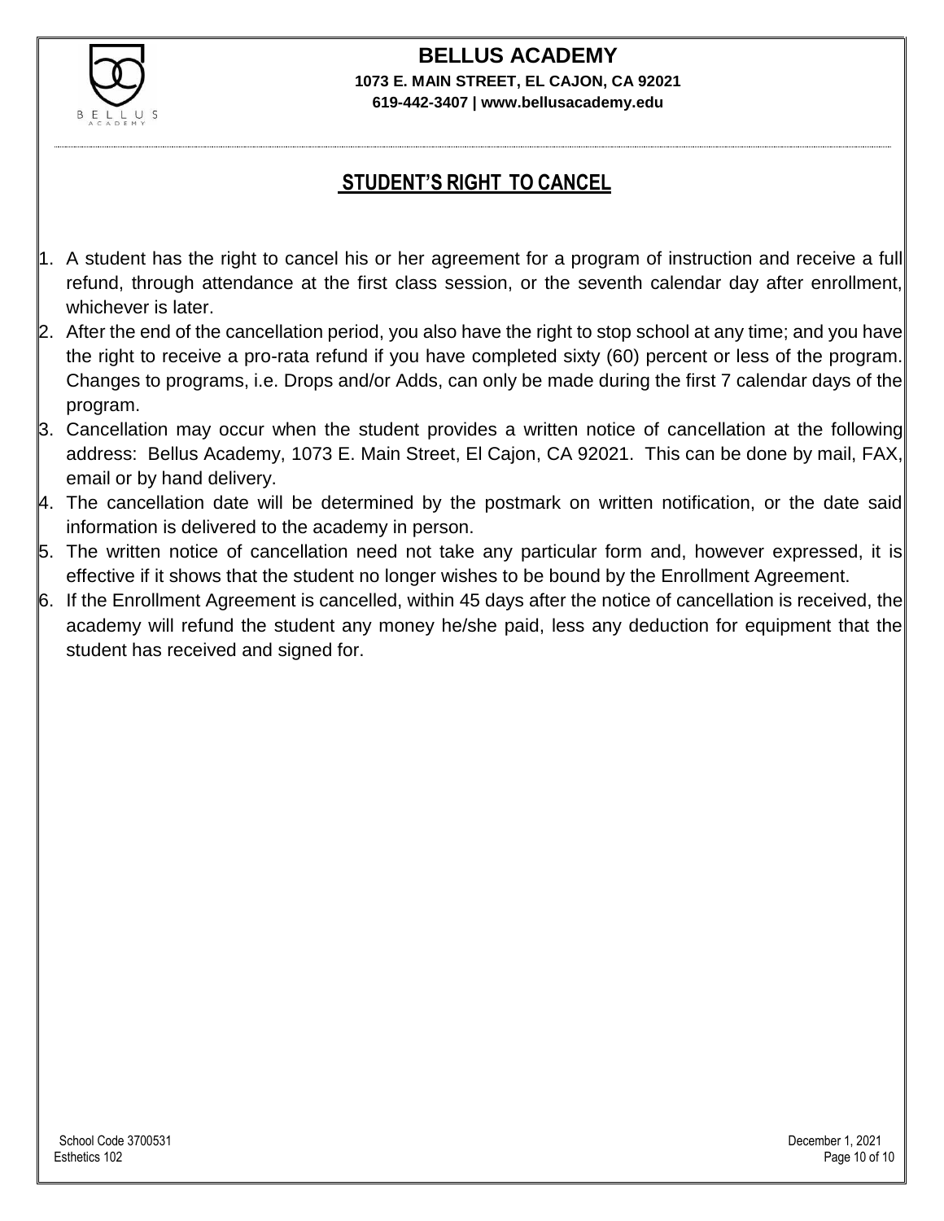# STUDENT'S RIGHT TO CANCEL

1. A student has the right to cancel his or her agreement for a program of instruction and receive a full refund, through attendance at the first class session, or the seventh calendar day after enrollment, whichever is later.
2. After the end of the cancellation period, you also have the right to stop school at any time; and you have the right to receive a pro-rata refund if you have completed sixty (60) percent or less of the program. Changes to programs, i.e. Drops and/or Adds, can only be made during the first 7 calendar days of the program.
3. Cancellation may occur when the student provides a written notice of cancellation at the following address: Bellus Academy, 1073 E. Main Street, El Cajon, CA 92021. This can be done by mail, FAX, email or by hand delivery.
4. The cancellation date will be determined by the postmark on written notification, or the date said information is delivered to the academy in person.
5. The written notice of cancellation need not take any particular form and, however expressed, it is effective if it shows that the student no longer wishes to be bound by the Enrollment Agreement.
6. If the Enrollment Agreement is cancelled, within 45 days after the notice of cancellation is received, the academy will refund the student any money he/she paid, less any deduction for equipment that the student has received and signed for.